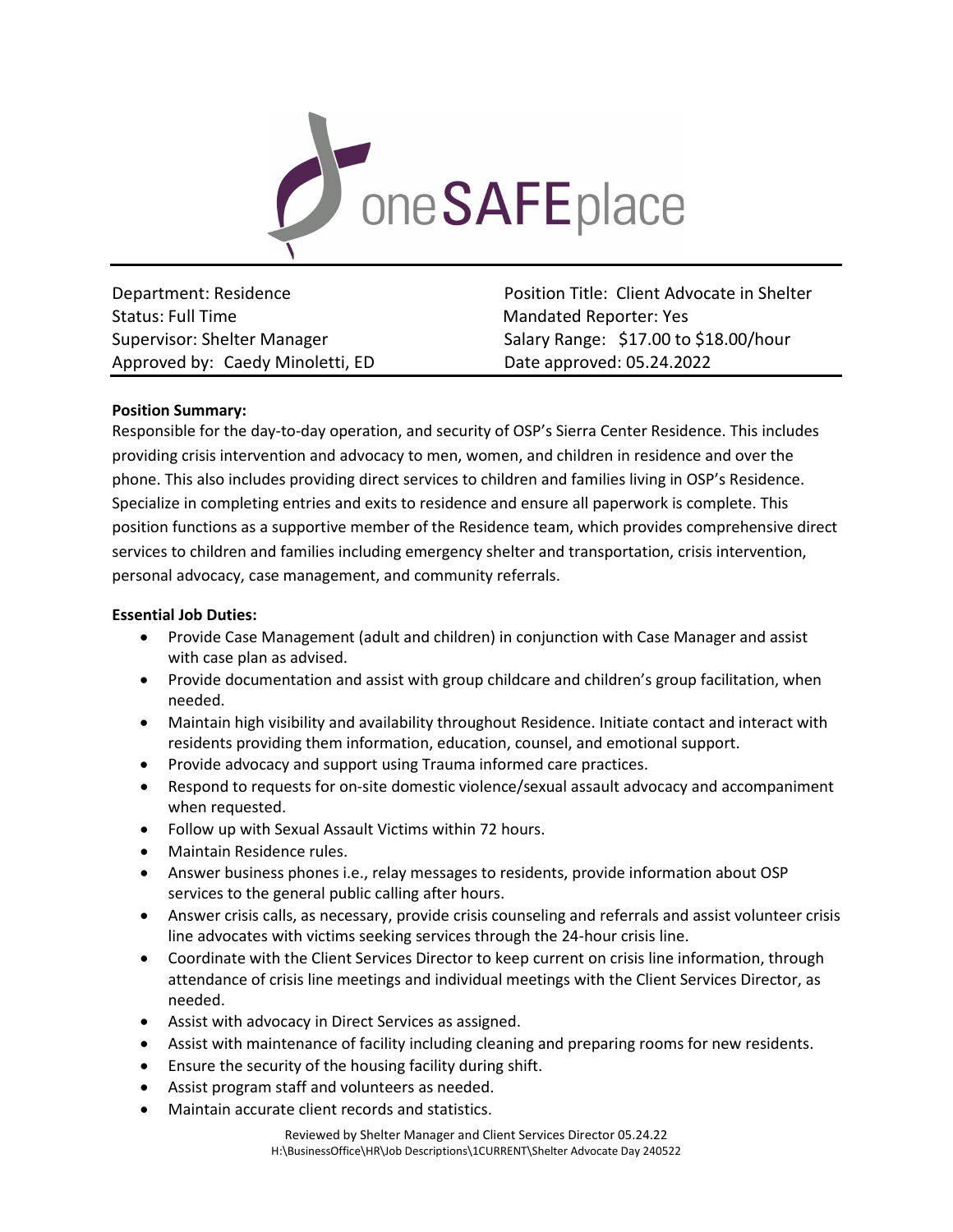oneSAFEplace

| | |
|---|---|
| Department: Residence | Position Title: Client Advocate in Shelter |
| Status: Full Time | Mandated Reporter: Yes |
| Supervisor: Shelter Manager | Salary Range: $17.00 to $18.00/hour |
| Approved by: Caedy Minoletti, ED | Date approved: 05.24.2022 |

**Position Summary:**

Responsible for the day-to-day operation, and security of OSP's Sierra Center Residence. This includes providing crisis intervention and advocacy to men, women, and children in residence and over the phone. This also includes providing direct services to children and families living in OSP's Residence. Specialize in completing entries and exits to residence and ensure all paperwork is complete. This position functions as a supportive member of the Residence team, which provides comprehensive direct services to children and families including emergency shelter and transportation, crisis intervention, personal advocacy, case management, and community referrals.

**Essential Job Duties:**

- Provide Case Management (adult and children) in conjunction with Case Manager and assist with case plan as advised.
- Provide documentation and assist with group childcare and children's group facilitation, when needed.
- Maintain high visibility and availability throughout Residence. Initiate contact and interact with residents providing them information, education, counsel, and emotional support.
- Provide advocacy and support using Trauma informed care practices.
- Respond to requests for on-site domestic violence/sexual assault advocacy and accompaniment when requested.
- Follow up with Sexual Assault Victims within 72 hours.
- Maintain Residence rules.
- Answer business phones i.e., relay messages to residents, provide information about OSP services to the general public calling after hours.
- Answer crisis calls, as necessary, provide crisis counseling and referrals and assist volunteer crisis line advocates with victims seeking services through the 24-hour crisis line.
- Coordinate with the Client Services Director to keep current on crisis line information, through attendance of crisis line meetings and individual meetings with the Client Services Director, as needed.
- Assist with advocacy in Direct Services as assigned.
- Assist with maintenance of facility including cleaning and preparing rooms for new residents.
- Ensure the security of the housing facility during shift.
- Assist program staff and volunteers as needed.
- Maintain accurate client records and statistics.

Reviewed by Shelter Manager and Client Services Director 05.24.22
H:\BusinessOffice\HR\Job Descriptions\1CURRENT\Shelter Advocate Day 240522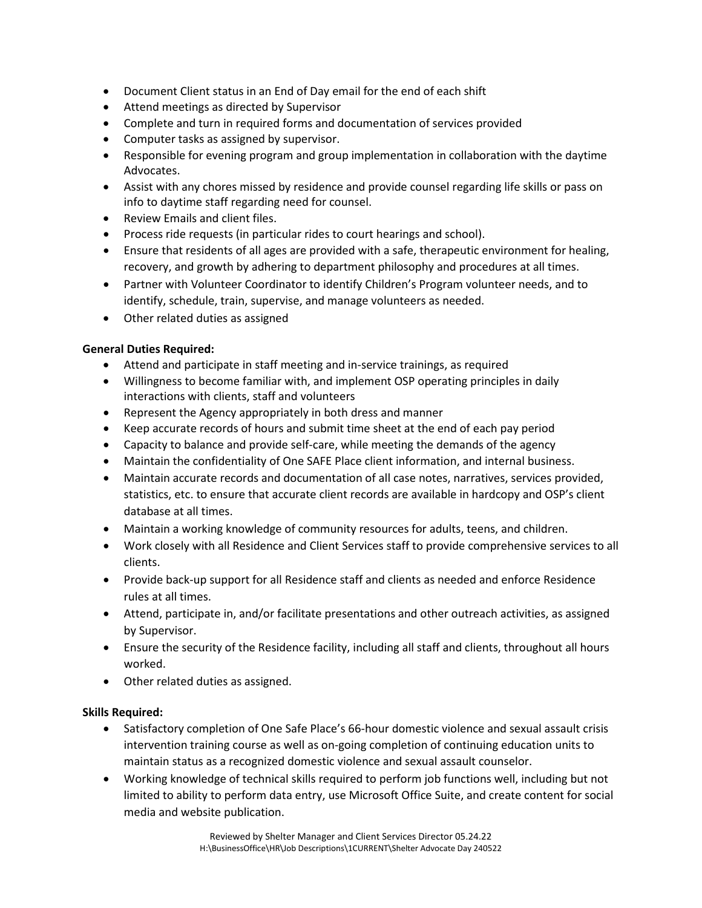- Document Client status in an End of Day email for the end of each shift
- Attend meetings as directed by Supervisor
- Complete and turn in required forms and documentation of services provided
- Computer tasks as assigned by supervisor.
- Responsible for evening program and group implementation in collaboration with the daytime Advocates.
- Assist with any chores missed by residence and provide counsel regarding life skills or pass on info to daytime staff regarding need for counsel.
- Review Emails and client files.
- Process ride requests (in particular rides to court hearings and school).
- Ensure that residents of all ages are provided with a safe, therapeutic environment for healing, recovery, and growth by adhering to department philosophy and procedures at all times.
- Partner with Volunteer Coordinator to identify Children's Program volunteer needs, and to identify, schedule, train, supervise, and manage volunteers as needed.
- Other related duties as assigned

**General Duties Required:**

- Attend and participate in staff meeting and in-service trainings, as required
- Willingness to become familiar with, and implement OSP operating principles in daily interactions with clients, staff and volunteers
- Represent the Agency appropriately in both dress and manner
- Keep accurate records of hours and submit time sheet at the end of each pay period
- Capacity to balance and provide self-care, while meeting the demands of the agency
- Maintain the confidentiality of One SAFE Place client information, and internal business.
- Maintain accurate records and documentation of all case notes, narratives, services provided, statistics, etc. to ensure that accurate client records are available in hardcopy and OSP's client database at all times.
- Maintain a working knowledge of community resources for adults, teens, and children.
- Work closely with all Residence and Client Services staff to provide comprehensive services to all clients.
- Provide back-up support for all Residence staff and clients as needed and enforce Residence rules at all times.
- Attend, participate in, and/or facilitate presentations and other outreach activities, as assigned by Supervisor.
- Ensure the security of the Residence facility, including all staff and clients, throughout all hours worked.
- Other related duties as assigned.

**Skills Required:**

- Satisfactory completion of One Safe Place's 66-hour domestic violence and sexual assault crisis intervention training course as well as on-going completion of continuing education units to maintain status as a recognized domestic violence and sexual assault counselor.
- Working knowledge of technical skills required to perform job functions well, including but not limited to ability to perform data entry, use Microsoft Office Suite, and create content for social media and website publication.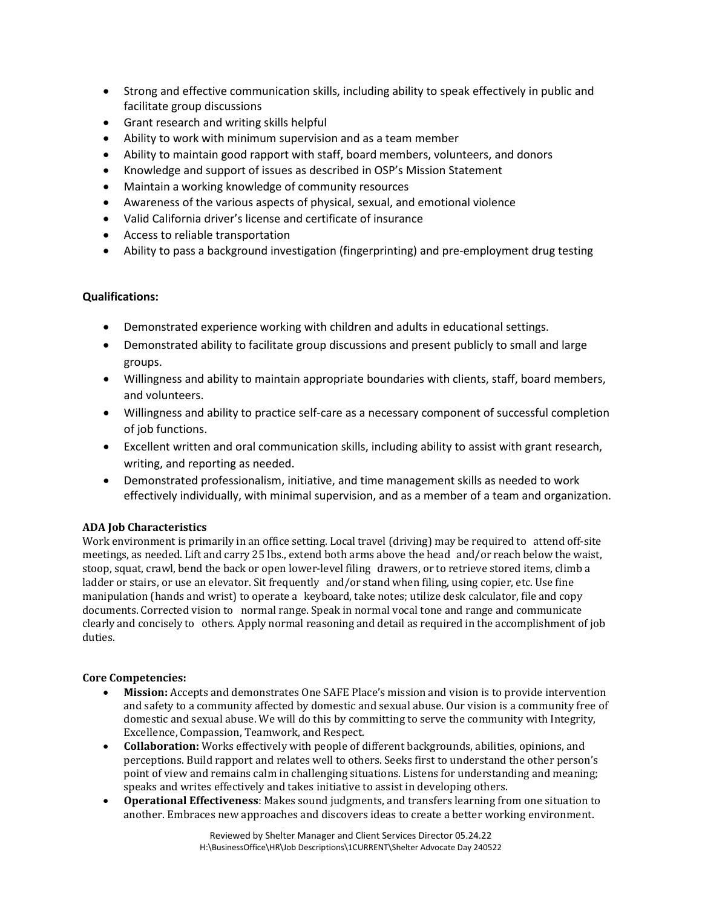- Strong and effective communication skills, including ability to speak effectively in public and facilitate group discussions
- Grant research and writing skills helpful
- Ability to work with minimum supervision and as a team member
- Ability to maintain good rapport with staff, board members, volunteers, and donors
- Knowledge and support of issues as described in OSP's Mission Statement
- Maintain a working knowledge of community resources
- Awareness of the various aspects of physical, sexual, and emotional violence
- Valid California driver's license and certificate of insurance
- Access to reliable transportation
- Ability to pass a background investigation (fingerprinting) and pre-employment drug testing

**Qualifications:**

- Demonstrated experience working with children and adults in educational settings.
- Demonstrated ability to facilitate group discussions and present publicly to small and large groups.
- Willingness and ability to maintain appropriate boundaries with clients, staff, board members, and volunteers.
- Willingness and ability to practice self-care as a necessary component of successful completion of job functions.
- Excellent written and oral communication skills, including ability to assist with grant research, writing, and reporting as needed.
- Demonstrated professionalism, initiative, and time management skills as needed to work effectively individually, with minimal supervision, and as a member of a team and organization.

**ADA Job Characteristics**

Work environment is primarily in an office setting. Local travel (driving) may be required to attend off-site meetings, as needed. Lift and carry 25 lbs., extend both arms above the head and/or reach below the waist, stoop, squat, crawl, bend the back or open lower-level filing drawers, or to retrieve stored items, climb a ladder or stairs, or use an elevator. Sit frequently and/or stand when filing, using copier, etc. Use fine manipulation (hands and wrist) to operate a keyboard, take notes; utilize desk calculator, file and copy documents. Corrected vision to normal range. Speak in normal vocal tone and range and communicate clearly and concisely to others. Apply normal reasoning and detail as required in the accomplishment of job duties.

**Core Competencies:**

- **Mission:** Accepts and demonstrates One SAFE Place's mission and vision is to provide intervention and safety to a community affected by domestic and sexual abuse. Our vision is a community free of domestic and sexual abuse. We will do this by committing to serve the community with Integrity, Excellence, Compassion, Teamwork, and Respect.
- **Collaboration:** Works effectively with people of different backgrounds, abilities, opinions, and perceptions. Build rapport and relates well to others. Seeks first to understand the other person's point of view and remains calm in challenging situations. Listens for understanding and meaning; speaks and writes effectively and takes initiative to assist in developing others.
- **Operational Effectiveness**: Makes sound judgments, and transfers learning from one situation to another. Embraces new approaches and discovers ideas to create a better working environment.

Reviewed by Shelter Manager and Client Services Director 05.24.22
H:\BusinessOffice\HR\Job Descriptions\1CURRENT\Shelter Advocate Day 240522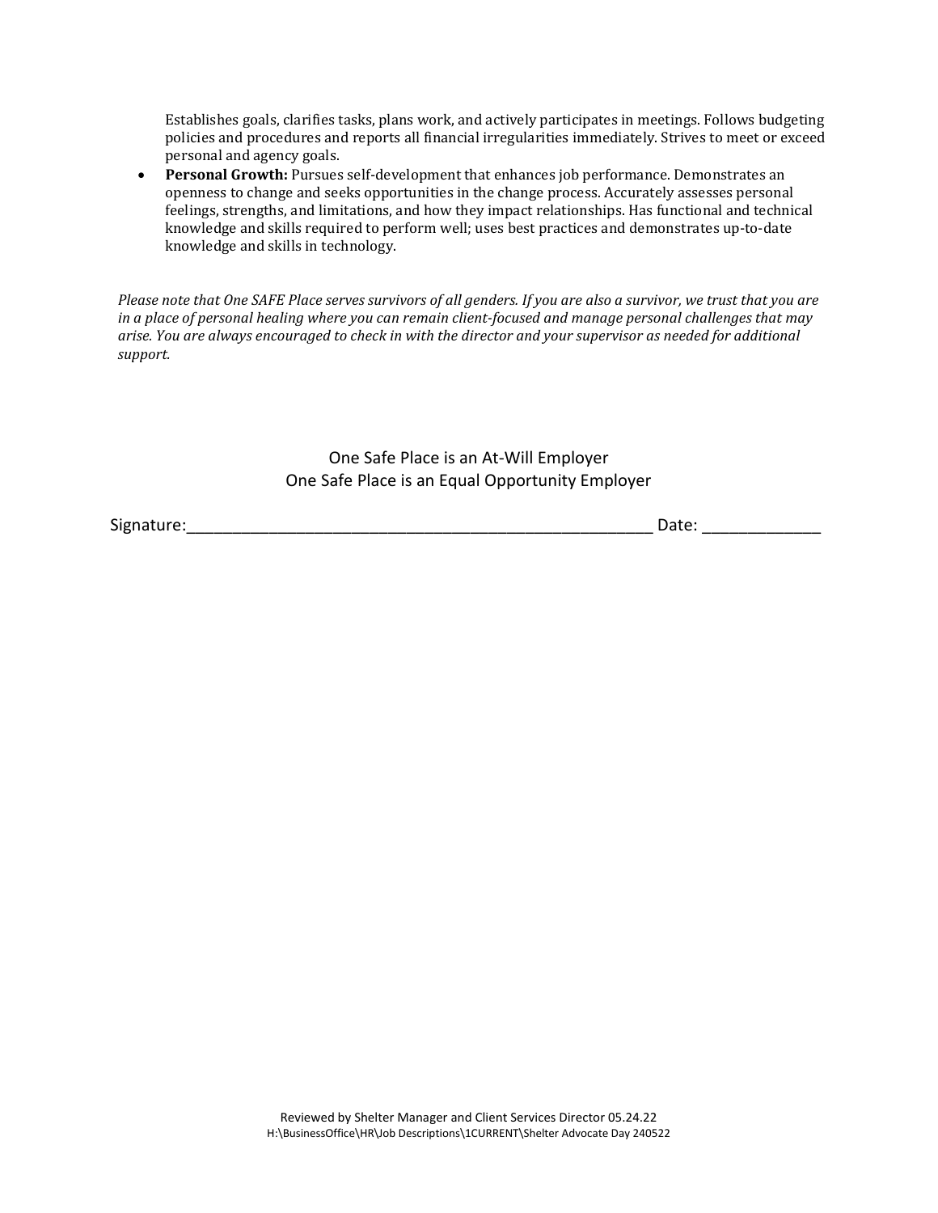Establishes goals, clarifies tasks, plans work, and actively participates in meetings. Follows budgeting policies and procedures and reports all financial irregularities immediately. Strives to meet or exceed personal and agency goals.

- **Personal Growth:** Pursues self-development that enhances job performance. Demonstrates an openness to change and seeks opportunities in the change process. Accurately assesses personal feelings, strengths, and limitations, and how they impact relationships. Has functional and technical knowledge and skills required to perform well; uses best practices and demonstrates up-to-date knowledge and skills in technology.

*Please note that One SAFE Place serves survivors of all genders. If you are also a survivor, we trust that you are in a place of personal healing where you can remain client-focused and manage personal challenges that may arise. You are always encouraged to check in with the director and your supervisor as needed for additional support.*

One Safe Place is an At-Will Employer
One Safe Place is an Equal Opportunity Employer

Signature:_______________________________________________________ Date: _____________

Reviewed by Shelter Manager and Client Services Director 05.24.22
H:\BusinessOffice\HR\Job Descriptions\1CURRENT\Shelter Advocate Day 240522